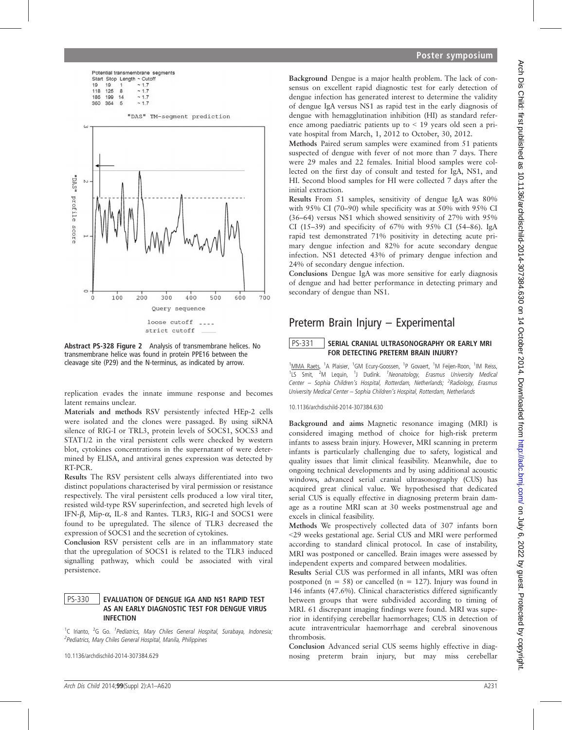Potential transmembrane segments

| Start | Stop | Length | ~ Cutoff |
| --- | --- | --- | --- |
| 19 | 19 | 1 | ~ 1.7 |
| 118 | 125 | 8 | ~ 1.7 |
| 186 | 199 | 14 | ~ 1.7 |
| 360 | 364 | 5 | ~ 1.7 |

**Abstract PS-328 Figure 2** Analysis of transmembrane helices. No transmembrane helice was found in protein PPE16 between the cleavage site (P29) and the N-terminus, as indicated by arrow.

replication evades the innate immune response and becomes latent remains unclear.

**Materials and methods** RSV persistently infected HEp-2 cells were isolated and the clones were passaged. By using siRNA silence of RIG-I or TRL3, protein levels of SOCS1, SOCS3 and STAT1/2 in the viral persistent cells were checked by western blot, cytokines concentrations in the supernatant of were determined by ELISA, and antiviral genes expression was detected by RT-PCR.

**Results** The RSV persistent cells always differentiated into two distinct populations characterised by viral permission or resistance respectively. The viral persistent cells produced a low viral titer, resisted wild-type RSV superinfection, and secreted high levels of IFN-$\beta$, Mip-$\alpha$, IL-8 and Rantes. TLR3, RIG-I and SOCS1 were found to be upregulated. The silence of TLR3 decreased the expression of SOCS1 and the secretion of cytokines.

**Conclusion** RSV persistent cells are in an inflammatory state that the upregulation of SOCS1 is related to the TLR3 induced signalling pathway, which could be associated with viral persistence.

### PS-330 EVALUATION OF DENGUE IGA AND NS1 RAPID TEST AS AN EARLY DIAGNOSTIC TEST FOR DENGUE VIRUS INFECTION

[1]C Irianto, [2]G Go. [1]Pediatrics, Mary Chiles General Hospital, Surabaya, Indonesia; [2]Pediatrics, Mary Chiles General Hospital, Manila, Philippines

10.1136/archdischild-2014-307384.629

**Background** Dengue is a major health problem. The lack of consensus on excellent rapid diagnostic test for early detection of dengue infection has generated interest to determine the validity of dengue IgA versus NS1 as rapid test in the early diagnosis of dengue with hemagglutination inhibition (HI) as standard reference among paediatric patients up to < 19 years old seen a private hospital from March, 1, 2012 to October, 30, 2012.

**Methods** Paired serum samples were examined from 51 patients suspected of dengue with fever of not more than 7 days. There were 29 males and 22 females. Initial blood samples were collected on the first day of consult and tested for IgA, NS1, and HI. Second blood samples for HI were collected 7 days after the initial extraction.

**Results** From 51 samples, sensitivity of dengue IgA was 80% with 95% CI (70–90) while specificity was at 50% with 95% CI (36–64) versus NS1 which showed sensitivity of 27% with 95% CI (15–39) and specificity of 67% with 95% CI (54–86). IgA rapid test demonstrated 71% positivity in detecting acute primary dengue infection and 82% for acute secondary dengue infection. NS1 detected 43% of primary dengue infection and 24% of secondary dengue infection.

**Conclusions** Dengue IgA was more sensitive for early diagnosis of dengue and had better performance in detecting primary and secondary of dengue than NS1.

## Preterm Brain Injury – Experimental

### PS-331 SERIAL CRANIAL ULTRASONOGRAPHY OR EARLY MRI FOR DETECTING PRETERM BRAIN INJURY?

[1]MMA Raets, [1]A Plaisier, [1]GM Ecury-Goossen, [1]P Govaert, [1]M Feijen-Roon, [1]IM Reiss, [1]LS Smit, [2]M Lequin, [1]J Dudink. [1]Neonatology, Erasmus University Medical Center – Sophia Children's Hospital, Rotterdam, Netherlands; [2]Radiology, Erasmus University Medical Center – Sophia Children's Hospital, Rotterdam, Netherlands

10.1136/archdischild-2014-307384.630

**Background and aims** Magnetic resonance imaging (MRI) is considered imaging method of choice for high-risk preterm infants to assess brain injury. However, MRI scanning in preterm infants is particularly challenging due to safety, logistical and quality issues that limit clinical feasibility. Meanwhile, due to ongoing technical developments and by using additional acoustic windows, advanced serial cranial ultrasonography (CUS) has acquired great clinical value. We hypothesised that dedicated serial CUS is equally effective in diagnosing preterm brain damage as a routine MRI scan at 30 weeks postmenstrual age and excels in clinical feasibility.

**Methods** We prospectively collected data of 307 infants born <29 weeks gestational age. Serial CUS and MRI were performed according to standard clinical protocol. In case of instability, MRI was postponed or cancelled. Brain images were assessed by independent experts and compared between modalities.

**Results** Serial CUS was performed in all infants, MRI was often postponed (n = 58) or cancelled (n = 127). Injury was found in 146 infants (47.6%). Clinical characteristics differed significantly between groups that were subdivided according to timing of MRI. 61 discrepant imaging findings were found. MRI was superior in identifying cerebellar haemorrhages; CUS in detection of acute intraventricular haemorrhage and cerebral sinovenous thrombosis.

**Conclusion** Advanced serial CUS seems highly effective in diagnosing preterm brain injury, but may miss cerebellar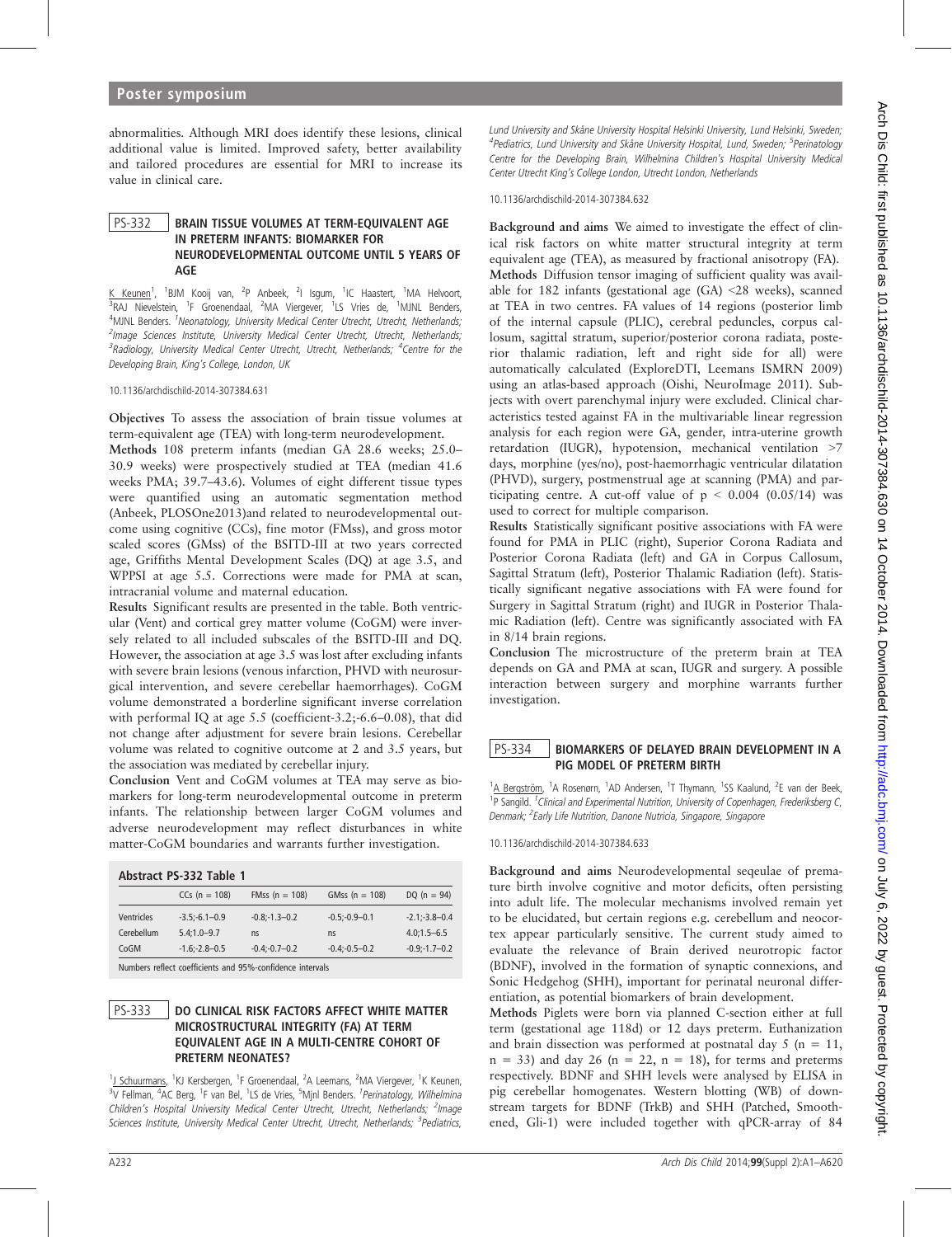abnormalities. Although MRI does identify these lesions, clinical additional value is limited. Improved safety, better availability and tailored procedures are essential for MRI to increase its value in clinical care.

## PS-332 BRAIN TISSUE VOLUMES AT TERM-EQUIVALENT AGE IN PRETERM INFANTS: BIOMARKER FOR NEURODEVELOPMENTAL OUTCOME UNTIL 5 YEARS OF AGE

K Keunen[1], [1]BJM Kooij van, [2]P Anbeek, [2]I Isgum, [1]IC Haastert, [1]MA Helvoort, [3]RAJ Nievelstein, [1]F Groenendaal, [2]MA Viergever, [1]LS Vries de, [1]MJNL Benders, [4]MJNL Benders. [1]*Neonatology, University Medical Center Utrecht, Utrecht, Netherlands;* [2]*Image Sciences Institute, University Medical Center Utrecht, Utrecht, Netherlands;* [3]*Radiology, University Medical Center Utrecht, Utrecht, Netherlands;* [4]*Centre for the Developing Brain, King's College, London, UK*

10.1136/archdischild-2014-307384.631

**Objectives** To assess the association of brain tissue volumes at term-equivalent age (TEA) with long-term neurodevelopment.

**Methods** 108 preterm infants (median GA 28.6 weeks; 25.0–30.9 weeks) were prospectively studied at TEA (median 41.6 weeks PMA; 39.7–43.6). Volumes of eight different tissue types were quantified using an automatic segmentation method (Anbeek, PLOSOne2013)and related to neurodevelopmental outcome using cognitive (CCs), fine motor (FMss), and gross motor scaled scores (GMss) of the BSITD-III at two years corrected age, Griffiths Mental Development Scales (DQ) at age 3.5, and WPPSI at age 5.5. Corrections were made for PMA at scan, intracranial volume and maternal education.

**Results** Significant results are presented in the table. Both ventricular (Vent) and cortical grey matter volume (CoGM) were inversely related to all included subscales of the BSITD-III and DQ. However, the association at age 3.5 was lost after excluding infants with severe brain lesions (venous infarction, PHVD with neurosurgical intervention, and severe cerebellar haemorrhages). CoGM volume demonstrated a borderline significant inverse correlation with performal IQ at age 5.5 (coefficient-3.2;-6.6–0.08), that did not change after adjustment for severe brain lesions. Cerebellar volume was related to cognitive outcome at 2 and 3.5 years, but the association was mediated by cerebellar injury.

**Conclusion** Vent and CoGM volumes at TEA may serve as biomarkers for long-term neurodevelopmental outcome in preterm infants. The relationship between larger CoGM volumes and adverse neurodevelopment may reflect disturbances in white matter-CoGM boundaries and warrants further investigation.

**Abstract PS-332 Table 1**

| | CCs (n = 108) | FMss (n = 108) | GMss (n = 108) | DQ (n = 94) |
|---|---|---|---|---|
| Ventricles | -3.5;-6.1–0.9 | -0.8;-1.3–0.2 | -0.5;-0.9–0.1 | -2.1;-3.8–0.4 |
| Cerebellum | 5.4;1.0–9.7 | ns | ns | 4.0;1.5–6.5 |
| CoGM | -1.6;-2.8–0.5 | -0.4;-0.7–0.2 | -0.4;-0.5–0.2 | -0.9;-1.7–0.2 |

Numbers reflect coefficients and 95%-confidence intervals

## PS-333 DO CLINICAL RISK FACTORS AFFECT WHITE MATTER MICROSTRUCTURAL INTEGRITY (FA) AT TERM EQUIVALENT AGE IN A MULTI-CENTRE COHORT OF PRETERM NEONATES?

J Schuurmans, [1]KJ Kersbergen, [1]F Groenendaal, [2]A Leemans, [2]MA Viergever, [1]K Keunen, [3]V Fellman, [4]AC Berg, [1]F van Bel, [1]LS de Vries, [5]Mjnl Benders. [1]*Perinatology, Wilhelmina Children's Hospital University Medical Center Utrecht, Utrecht, Netherlands;* [2]*Image Sciences Institute, University Medical Center Utrecht, Utrecht, Netherlands;* [3]*Pediatrics, Lund University and Skåne University Hospital Helsinki University, Lund Helsinki, Sweden;* [4]*Pediatrics, Lund University and Skåne University Hospital, Lund, Sweden;* [5]*Perinatology Centre for the Developing Brain, Wilhelmina Children's Hospital University Medical Center Utrecht King's College London, Utrecht London, Netherlands*

10.1136/archdischild-2014-307384.632

**Background and aims** We aimed to investigate the effect of clinical risk factors on white matter structural integrity at term equivalent age (TEA), as measured by fractional anisotropy (FA).

**Methods** Diffusion tensor imaging of sufficient quality was available for 182 infants (gestational age (GA) <28 weeks), scanned at TEA in two centres. FA values of 14 regions (posterior limb of the internal capsule (PLIC), cerebral peduncles, corpus callosum, sagittal stratum, superior/posterior corona radiata, posterior thalamic radiation, left and right side for all) were automatically calculated (ExploreDTI, Leemans ISMRN 2009) using an atlas-based approach (Oishi, NeuroImage 2011). Subjects with overt parenchymal injury were excluded. Clinical characteristics tested against FA in the multivariable linear regression analysis for each region were GA, gender, intra-uterine growth retardation (IUGR), hypotension, mechanical ventilation >7 days, morphine (yes/no), post-haemorrhagic ventricular dilatation (PHVD), surgery, postmenstrual age at scanning (PMA) and participating centre. A cut-off value of $p < 0.004$ (0.05/14) was used to correct for multiple comparison.

**Results** Statistically significant positive associations with FA were found for PMA in PLIC (right), Superior Corona Radiata and Posterior Corona Radiata (left) and GA in Corpus Callosum, Sagittal Stratum (left), Posterior Thalamic Radiation (left). Statistically significant negative associations with FA were found for Surgery in Sagittal Stratum (right) and IUGR in Posterior Thalamic Radiation (left). Centre was significantly associated with FA in 8/14 brain regions.

**Conclusion** The microstructure of the preterm brain at TEA depends on GA and PMA at scan, IUGR and surgery. A possible interaction between surgery and morphine warrants further investigation.

## PS-334 BIOMARKERS OF DELAYED BRAIN DEVELOPMENT IN A PIG MODEL OF PRETERM BIRTH

[1]A Bergström, [1]A Rosenørn, [1]AD Andersen, [1]T Thymann, [1]SS Kaalund, [2]E van der Beek, [1]P Sangild. [1]*Clinical and Experimental Nutrition, University of Copenhagen, Frederiksberg C, Denmark;* [2]*Early Life Nutrition, Danone Nutricia, Singapore, Singapore*

10.1136/archdischild-2014-307384.633

**Background and aims** Neurodevelopmental seqeulae of premature birth involve cognitive and motor deficits, often persisting into adult life. The molecular mechanisms involved remain yet to be elucidated, but certain regions e.g. cerebellum and neocortex appear particularly sensitive. The current study aimed to evaluate the relevance of Brain derived neurotropic factor (BDNF), involved in the formation of synaptic connexions, and Sonic Hedgehog (SHH), important for perinatal neuronal differentiation, as potential biomarkers of brain development.

**Methods** Piglets were born via planned C-section either at full term (gestational age 118d) or 12 days preterm. Euthanization and brain dissection was performed at postnatal day 5 (n = 11, n = 33) and day 26 (n = 22, n = 18), for terms and preterms respectively. BDNF and SHH levels were analysed by ELISA in pig cerebellar homogenates. Western blotting (WB) of downstream targets for BDNF (TrkB) and SHH (Patched, Smoothened, Gli-1) were included together with qPCR-array of 84